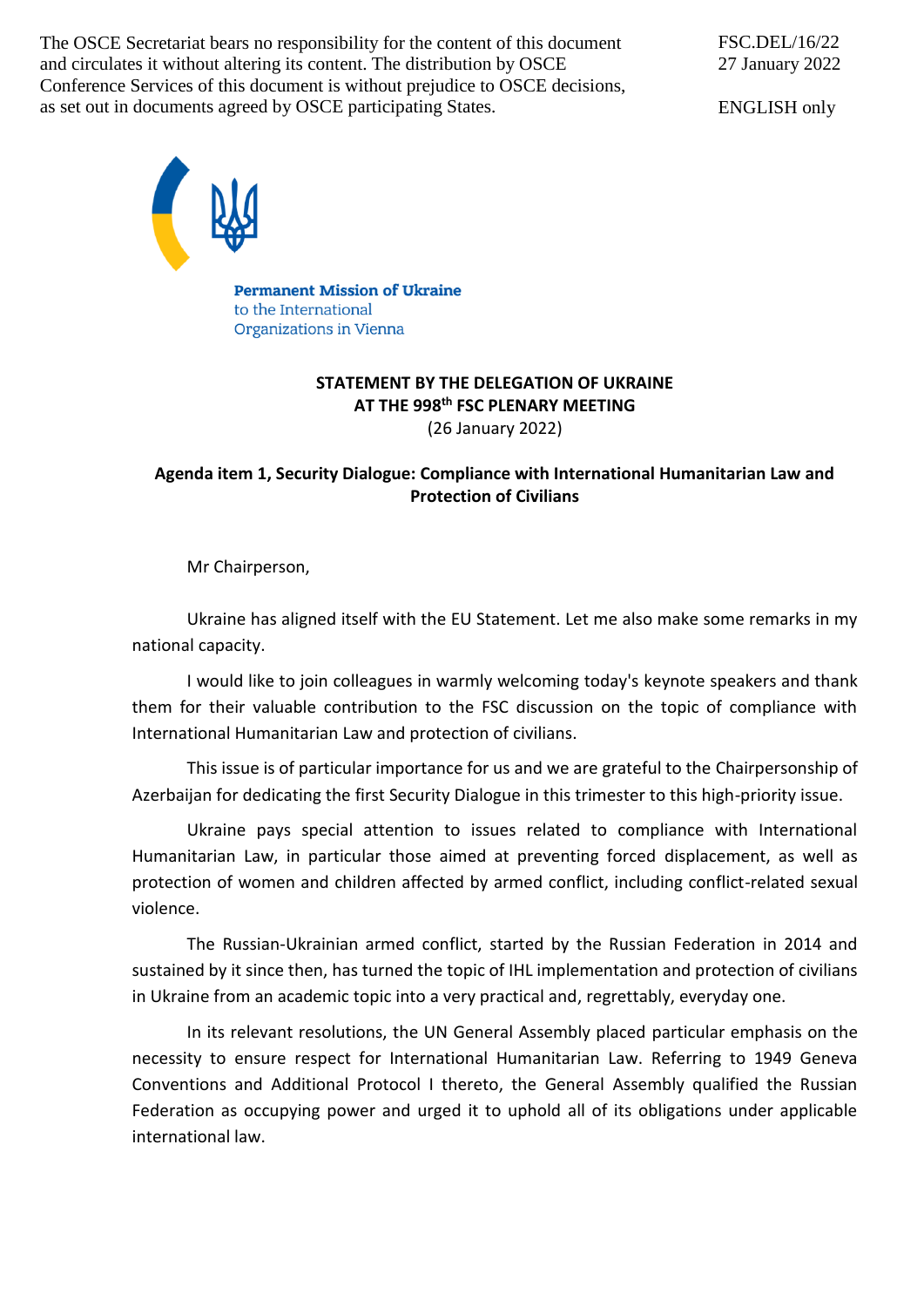The OSCE Secretariat bears no responsibility for the content of this document and circulates it without altering its content. The distribution by OSCE Conference Services of this document is without prejudice to OSCE decisions, as set out in documents agreed by OSCE participating States.

FSC.DEL/16/22
27 January 2022

ENGLISH only

**Permanent Mission of Ukraine**
to the International
Organizations in Vienna

**STATEMENT BY THE DELEGATION OF UKRAINE**
**AT THE 998th FSC PLENARY MEETING**
(26 January 2022)

**Agenda item 1, Security Dialogue: Compliance with International Humanitarian Law and Protection of Civilians**

Mr Chairperson,

Ukraine has aligned itself with the EU Statement. Let me also make some remarks in my national capacity.

I would like to join colleagues in warmly welcoming today's keynote speakers and thank them for their valuable contribution to the FSC discussion on the topic of compliance with International Humanitarian Law and protection of civilians.

This issue is of particular importance for us and we are grateful to the Chairpersonship of Azerbaijan for dedicating the first Security Dialogue in this trimester to this high-priority issue.

Ukraine pays special attention to issues related to compliance with International Humanitarian Law, in particular those aimed at preventing forced displacement, as well as protection of women and children affected by armed conflict, including conflict-related sexual violence.

The Russian-Ukrainian armed conflict, started by the Russian Federation in 2014 and sustained by it since then, has turned the topic of IHL implementation and protection of civilians in Ukraine from an academic topic into a very practical and, regrettably, everyday one.

In its relevant resolutions, the UN General Assembly placed particular emphasis on the necessity to ensure respect for International Humanitarian Law. Referring to 1949 Geneva Conventions and Additional Protocol I thereto, the General Assembly qualified the Russian Federation as occupying power and urged it to uphold all of its obligations under applicable international law.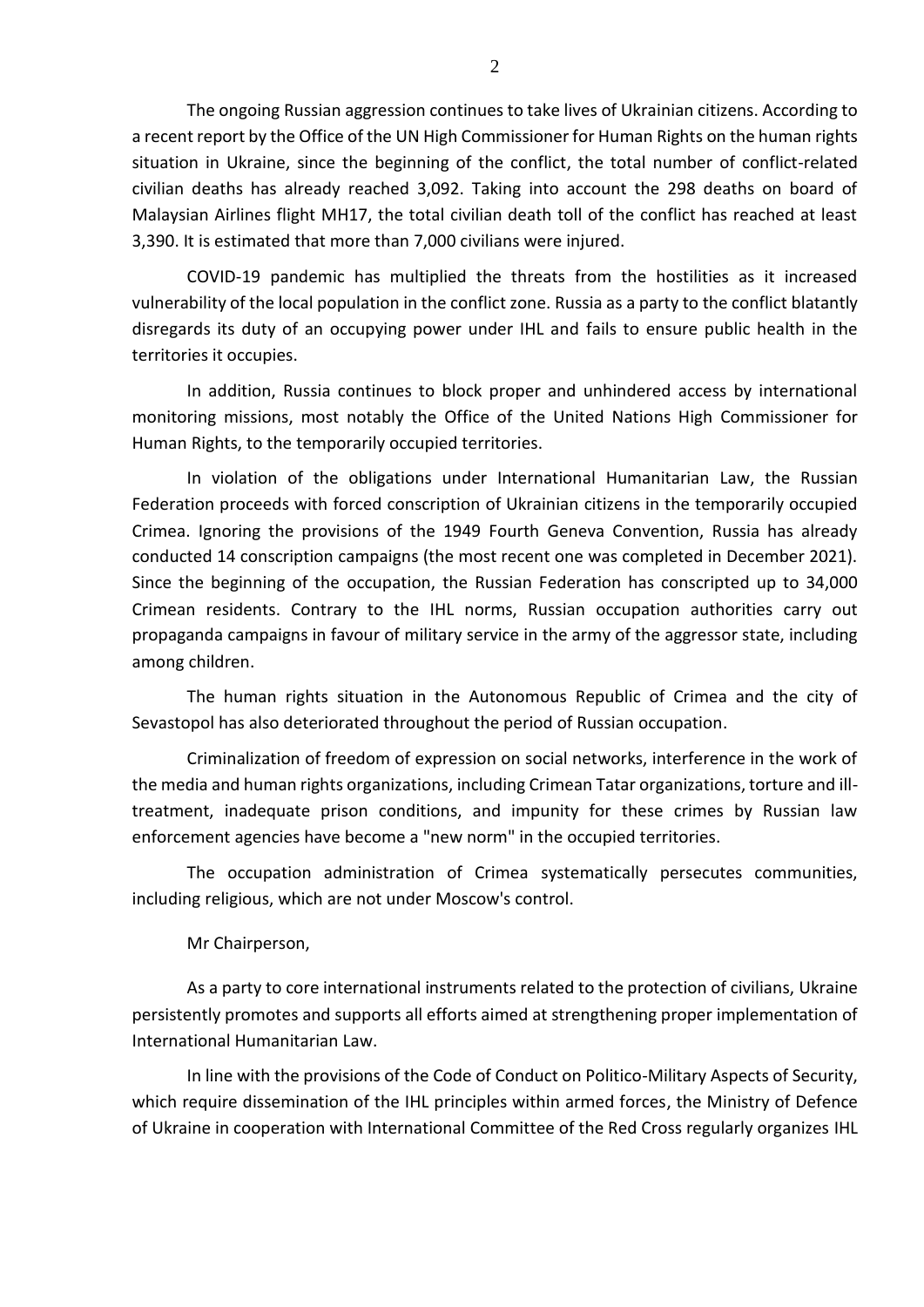The ongoing Russian aggression continues to take lives of Ukrainian citizens. According to a recent report by the Office of the UN High Commissioner for Human Rights on the human rights situation in Ukraine, since the beginning of the conflict, the total number of conflict-related civilian deaths has already reached 3,092. Taking into account the 298 deaths on board of Malaysian Airlines flight MH17, the total civilian death toll of the conflict has reached at least 3,390. It is estimated that more than 7,000 civilians were injured.

COVID-19 pandemic has multiplied the threats from the hostilities as it increased vulnerability of the local population in the conflict zone. Russia as a party to the conflict blatantly disregards its duty of an occupying power under IHL and fails to ensure public health in the territories it occupies.

In addition, Russia continues to block proper and unhindered access by international monitoring missions, most notably the Office of the United Nations High Commissioner for Human Rights, to the temporarily occupied territories.

In violation of the obligations under International Humanitarian Law, the Russian Federation proceeds with forced conscription of Ukrainian citizens in the temporarily occupied Crimea. Ignoring the provisions of the 1949 Fourth Geneva Convention, Russia has already conducted 14 conscription campaigns (the most recent one was completed in December 2021). Since the beginning of the occupation, the Russian Federation has conscripted up to 34,000 Crimean residents. Contrary to the IHL norms, Russian occupation authorities carry out propaganda campaigns in favour of military service in the army of the aggressor state, including among children.

The human rights situation in the Autonomous Republic of Crimea and the city of Sevastopol has also deteriorated throughout the period of Russian occupation.

Criminalization of freedom of expression on social networks, interference in the work of the media and human rights organizations, including Crimean Tatar organizations, torture and ill-treatment, inadequate prison conditions, and impunity for these crimes by Russian law enforcement agencies have become a "new norm" in the occupied territories.

The occupation administration of Crimea systematically persecutes communities, including religious, which are not under Moscow's control.

Mr Chairperson,

As a party to core international instruments related to the protection of civilians, Ukraine persistently promotes and supports all efforts aimed at strengthening proper implementation of International Humanitarian Law.

In line with the provisions of the Code of Conduct on Politico-Military Aspects of Security, which require dissemination of the IHL principles within armed forces, the Ministry of Defence of Ukraine in cooperation with International Committee of the Red Cross regularly organizes IHL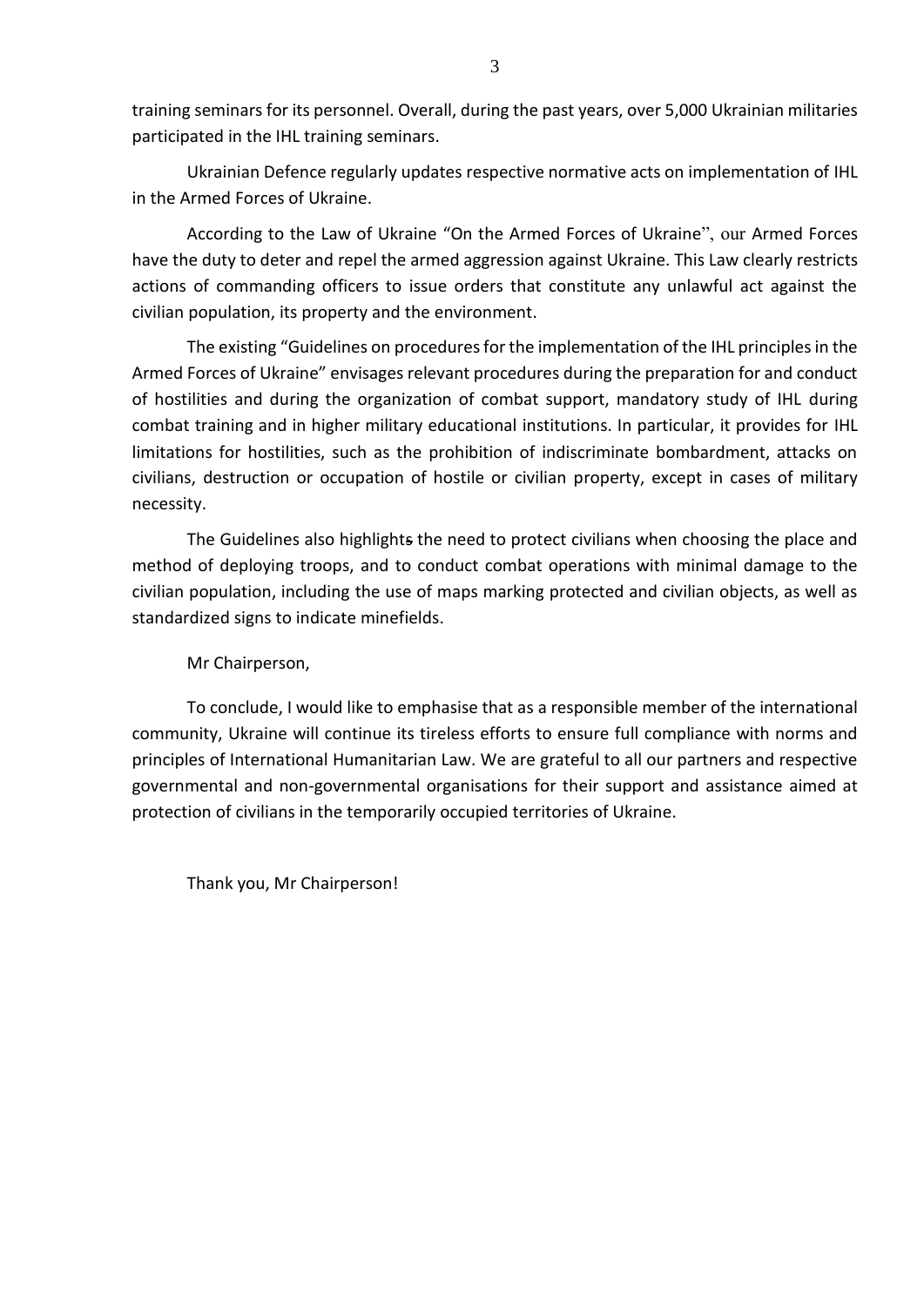training seminars for its personnel. Overall, during the past years, over 5,000 Ukrainian militaries participated in the IHL training seminars.

Ukrainian Defence regularly updates respective normative acts on implementation of IHL in the Armed Forces of Ukraine.

According to the Law of Ukraine "On the Armed Forces of Ukraine", our Armed Forces have the duty to deter and repel the armed aggression against Ukraine. This Law clearly restricts actions of commanding officers to issue orders that constitute any unlawful act against the civilian population, its property and the environment.

The existing "Guidelines on procedures for the implementation of the IHL principles in the Armed Forces of Ukraine" envisages relevant procedures during the preparation for and conduct of hostilities and during the organization of combat support, mandatory study of IHL during combat training and in higher military educational institutions. In particular, it provides for IHL limitations for hostilities, such as the prohibition of indiscriminate bombardment, attacks on civilians, destruction or occupation of hostile or civilian property, except in cases of military necessity.

The Guidelines also highlights the need to protect civilians when choosing the place and method of deploying troops, and to conduct combat operations with minimal damage to the civilian population, including the use of maps marking protected and civilian objects, as well as standardized signs to indicate minefields.

Mr Chairperson,

To conclude, I would like to emphasise that as a responsible member of the international community, Ukraine will continue its tireless efforts to ensure full compliance with norms and principles of International Humanitarian Law. We are grateful to all our partners and respective governmental and non-governmental organisations for their support and assistance aimed at protection of civilians in the temporarily occupied territories of Ukraine.

Thank you, Mr Chairperson!